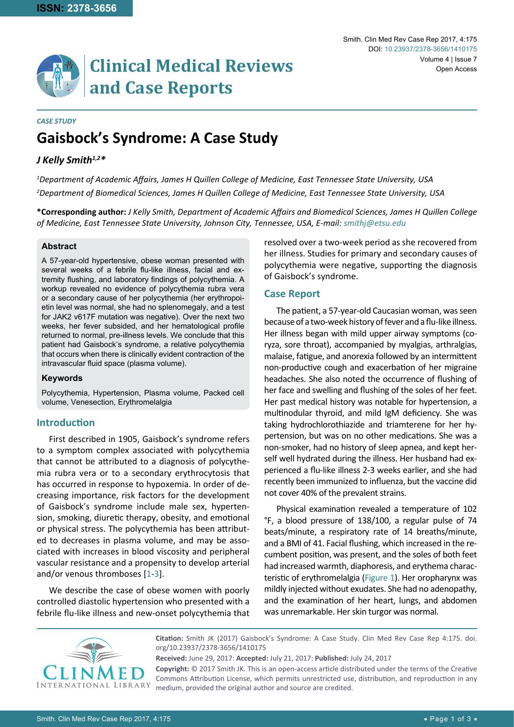*CASE STUDY*

# Gaisbock's Syndrome: A Case Study

***J Kelly Smith[1,2]****

*[1]Department of Academic Affairs, James H Quillen College of Medicine, East Tennessee State University, USA*

*[2]Department of Biomedical Sciences, James H Quillen College of Medicine, East Tennessee State University, USA*

**\*Corresponding author:** *J Kelly Smith, Department of Academic Affairs and Biomedical Sciences, James H Quillen College of Medicine, East Tennessee State University, Johnson City, Tennessee, USA, E-mail: smithj@etsu.edu*

### Abstract

A 57-year-old hypertensive, obese woman presented with several weeks of a febrile flu-like illness, facial and extremity flushing, and laboratory findings of polycythemia. A workup revealed no evidence of polycythemia rubra vera or a secondary cause of her polycythemia (her erythropoietin level was normal, she had no splenomegaly, and a test for JAK2 v617F mutation was negative). Over the next two weeks, her fever subsided, and her hematological profile returned to normal, pre-illness levels. We conclude that this patient had Gaisbock's syndrome, a relative polycythemia that occurs when there is clinically evident contraction of the intravascular fluid space (plasma volume).

### Keywords

Polycythemia, Hypertension, Plasma volume, Packed cell volume, Venesection, Erythromelalgia

## Introduction

First described in 1905, Gaisbock's syndrome refers to a symptom complex associated with polycythemia that cannot be attributed to a diagnosis of polycythemia rubra vera or to a secondary erythrocytosis that has occurred in response to hypoxemia. In order of decreasing importance, risk factors for the development of Gaisbock's syndrome include male sex, hypertension, smoking, diuretic therapy, obesity, and emotional or physical stress. The polycythemia has been attributed to decreases in plasma volume, and may be associated with increases in blood viscosity and peripheral vascular resistance and a propensity to develop arterial and/or venous thromboses [1-3].

We describe the case of obese women with poorly controlled diastolic hypertension who presented with a febrile flu-like illness and new-onset polycythemia that resolved over a two-week period as she recovered from her illness. Studies for primary and secondary causes of polycythemia were negative, supporting the diagnosis of Gaisbock's syndrome.

## Case Report

The patient, a 57-year-old Caucasian woman, was seen because of a two-week history of fever and a flu-like illness. Her illness began with mild upper airway symptoms (coryza, sore throat), accompanied by myalgias, arthralgias, malaise, fatigue, and anorexia followed by an intermittent non-productive cough and exacerbation of her migraine headaches. She also noted the occurrence of flushing of her face and swelling and flushing of the soles of her feet. Her past medical history was notable for hypertension, a multinodular thyroid, and mild IgM deficiency. She was taking hydrochlorothiazide and triamterene for her hypertension, but was on no other medications. She was a non-smoker, had no history of sleep apnea, and kept herself well hydrated during the illness. Her husband had experienced a flu-like illness 2-3 weeks earlier, and she had recently been immunized to influenza, but the vaccine did not cover 40% of the prevalent strains.

Physical examination revealed a temperature of 102 °F, a blood pressure of 138/100, a regular pulse of 74 beats/minute, a respiratory rate of 14 breaths/minute, and a BMI of 41. Facial flushing, which increased in the recumbent position, was present, and the soles of both feet had increased warmth, diaphoresis, and erythema characteristic of erythromelalgia (Figure 1). Her oropharynx was mildly injected without exudates. She had no adenopathy, and the examination of her heart, lungs, and abdomen was unremarkable. Her skin turgor was normal.

**Citation:** Smith JK (2017) Gaisbock's Syndrome: A Case Study. Clin Med Rev Case Rep 4:175. doi.org/10.23937/2378-3656/1410175

**Received:** June 29, 2017: **Accepted:** July 21, 2017: **Published:** July 24, 2017

**Copyright:** © 2017 Smith JK. This is an open-access article distributed under the terms of the Creative Commons Attribution License, which permits unrestricted use, distribution, and reproduction in any medium, provided the original author and source are credited.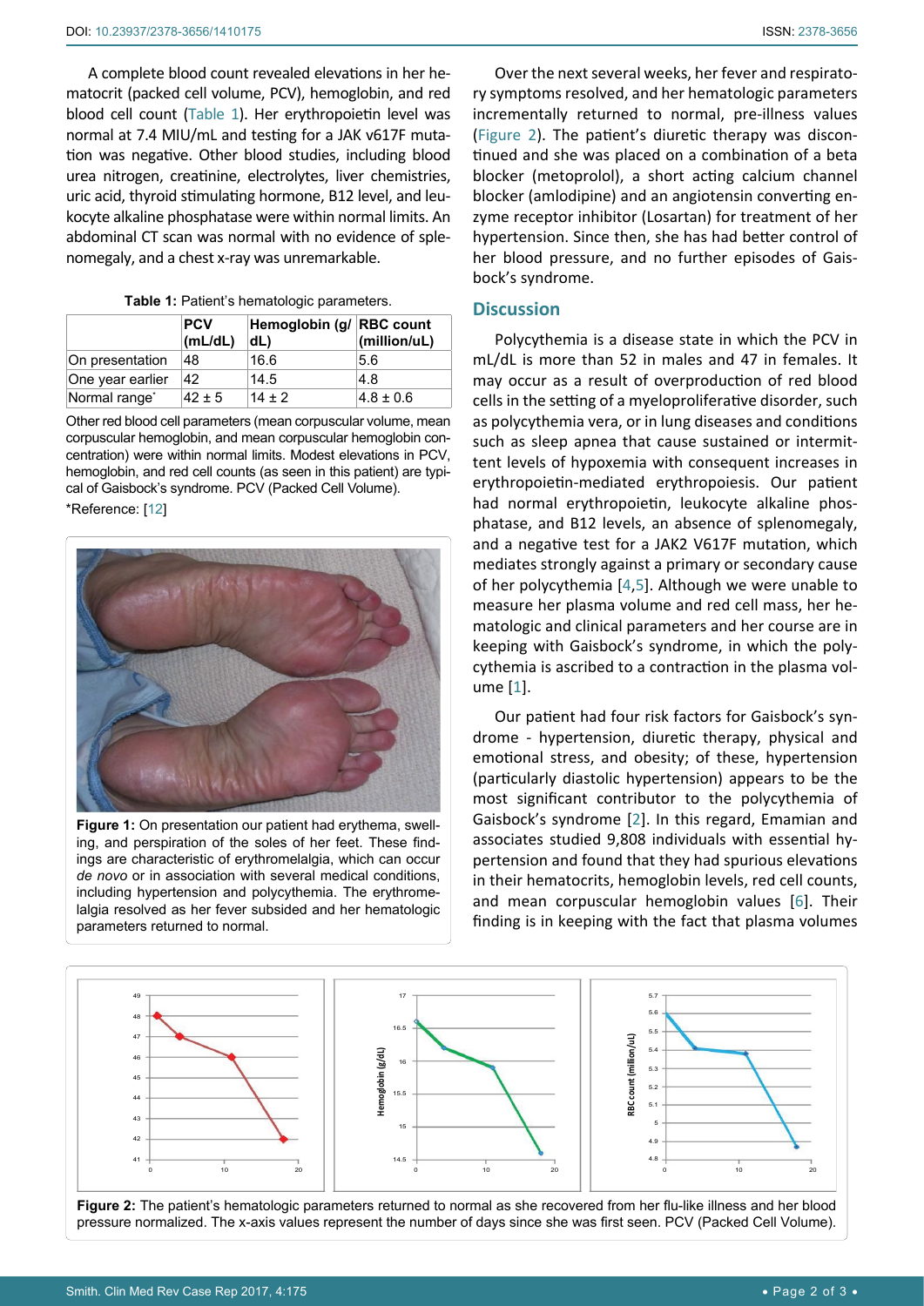A complete blood count revealed elevations in her hematocrit (packed cell volume, PCV), hemoglobin, and red blood cell count (Table 1). Her erythropoietin level was normal at 7.4 MIU/mL and testing for a JAK v617F mutation was negative. Other blood studies, including blood urea nitrogen, creatinine, electrolytes, liver chemistries, uric acid, thyroid stimulating hormone, B12 level, and leukocyte alkaline phosphatase were within normal limits. An abdominal CT scan was normal with no evidence of splenomegaly, and a chest x-ray was unremarkable.

**Table 1:** Patient's hematologic parameters.

| | PCV (mL/dL) | Hemoglobin (g/dL) | RBC count (million/uL) |
|---|---|---|---|
| On presentation | 48 | 16.6 | 5.6 |
| One year earlier | 42 | 14.5 | 4.8 |
| Normal range* | 42 ± 5 | 14 ± 2 | 4.8 ± 0.6 |

Other red blood cell parameters (mean corpuscular volume, mean corpuscular hemoglobin, and mean corpuscular hemoglobin concentration) were within normal limits. Modest elevations in PCV, hemoglobin, and red cell counts (as seen in this patient) are typical of Gaisbock's syndrome. PCV (Packed Cell Volume).

*Reference: [12]

**Figure 1:** On presentation our patient had erythema, swelling, and perspiration of the soles of her feet. These findings are characteristic of erythromelalgia, which can occur *de novo* or in association with several medical conditions, including hypertension and polycythemia. The erythromelalgia resolved as her fever subsided and her hematologic parameters returned to normal.

Over the next several weeks, her fever and respiratory symptoms resolved, and her hematologic parameters incrementally returned to normal, pre-illness values (Figure 2). The patient's diuretic therapy was discontinued and she was placed on a combination of a beta blocker (metoprolol), a short acting calcium channel blocker (amlodipine) and an angiotensin converting enzyme receptor inhibitor (Losartan) for treatment of her hypertension. Since then, she has had better control of her blood pressure, and no further episodes of Gaisbock's syndrome.

## Discussion

Polycythemia is a disease state in which the PCV in mL/dL is more than 52 in males and 47 in females. It may occur as a result of overproduction of red blood cells in the setting of a myeloproliferative disorder, such as polycythemia vera, or in lung diseases and conditions such as sleep apnea that cause sustained or intermittent levels of hypoxemia with consequent increases in erythropoietin-mediated erythropoiesis. Our patient had normal erythropoietin, leukocyte alkaline phosphatase, and B12 levels, an absence of splenomegaly, and a negative test for a JAK2 V617F mutation, which mediates strongly against a primary or secondary cause of her polycythemia [4,5]. Although we were unable to measure her plasma volume and red cell mass, her hematologic and clinical parameters and her course are in keeping with Gaisbock's syndrome, in which the polycythemia is ascribed to a contraction in the plasma volume [1].

Our patient had four risk factors for Gaisbock's syndrome - hypertension, diuretic therapy, physical and emotional stress, and obesity; of these, hypertension (particularly diastolic hypertension) appears to be the most significant contributor to the polycythemia of Gaisbock's syndrome [2]. In this regard, Emamian and associates studied 9,808 individuals with essential hypertension and found that they had spurious elevations in their hematocrits, hemoglobin levels, red cell counts, and mean corpuscular hemoglobin values [6]. Their finding is in keeping with the fact that plasma volumes

**Figure 2:** The patient's hematologic parameters returned to normal as she recovered from her flu-like illness and her blood pressure normalized. The x-axis values represent the number of days since she was first seen. PCV (Packed Cell Volume).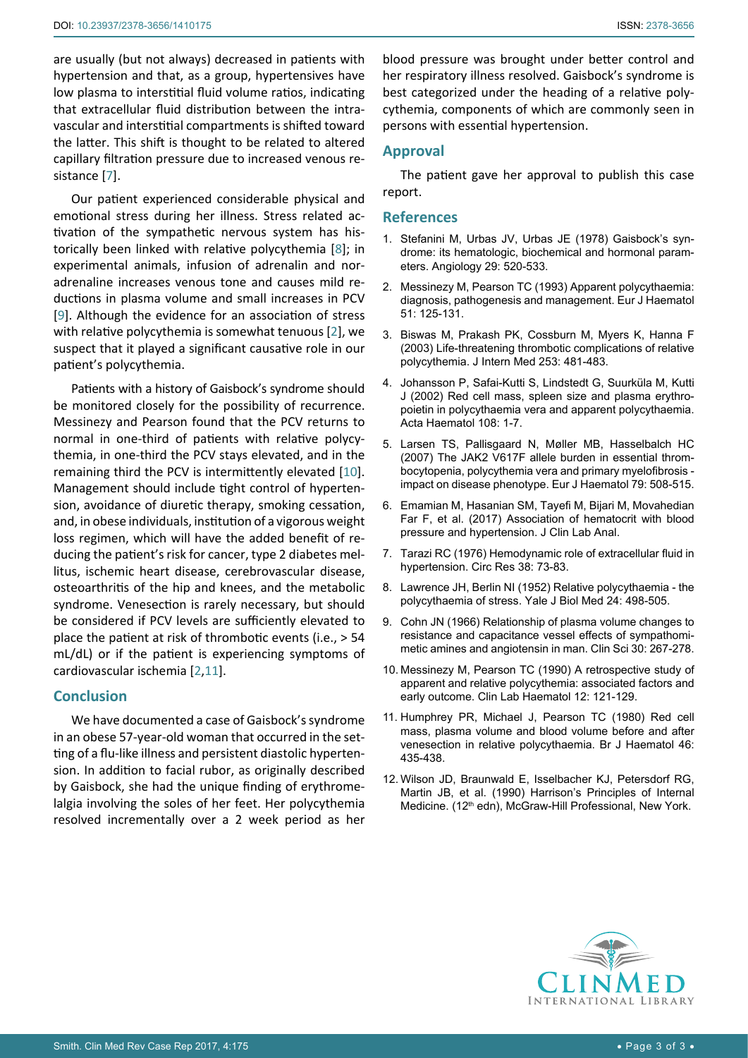are usually (but not always) decreased in patients with hypertension and that, as a group, hypertensives have low plasma to interstitial fluid volume ratios, indicating that extracellular fluid distribution between the intravascular and interstitial compartments is shifted toward the latter. This shift is thought to be related to altered capillary filtration pressure due to increased venous resistance [7].

Our patient experienced considerable physical and emotional stress during her illness. Stress related activation of the sympathetic nervous system has historically been linked with relative polycythemia [8]; in experimental animals, infusion of adrenalin and noradrenaline increases venous tone and causes mild reductions in plasma volume and small increases in PCV [9]. Although the evidence for an association of stress with relative polycythemia is somewhat tenuous [2], we suspect that it played a significant causative role in our patient's polycythemia.

Patients with a history of Gaisbock's syndrome should be monitored closely for the possibility of recurrence. Messinezy and Pearson found that the PCV returns to normal in one-third of patients with relative polycythemia, in one-third the PCV stays elevated, and in the remaining third the PCV is intermittently elevated [10]. Management should include tight control of hypertension, avoidance of diuretic therapy, smoking cessation, and, in obese individuals, institution of a vigorous weight loss regimen, which will have the added benefit of reducing the patient's risk for cancer, type 2 diabetes mellitus, ischemic heart disease, cerebrovascular disease, osteoarthritis of the hip and knees, and the metabolic syndrome. Venesection is rarely necessary, but should be considered if PCV levels are sufficiently elevated to place the patient at risk of thrombotic events (i.e., > 54 mL/dL) or if the patient is experiencing symptoms of cardiovascular ischemia [2,11].

## Conclusion

We have documented a case of Gaisbock's syndrome in an obese 57-year-old woman that occurred in the setting of a flu-like illness and persistent diastolic hypertension. In addition to facial rubor, as originally described by Gaisbock, she had the unique finding of erythromelalgia involving the soles of her feet. Her polycythemia resolved incrementally over a 2 week period as her blood pressure was brought under better control and her respiratory illness resolved. Gaisbock's syndrome is best categorized under the heading of a relative polycythemia, components of which are commonly seen in persons with essential hypertension.

## Approval

The patient gave her approval to publish this case report.

## References

1. Stefanini M, Urbas JV, Urbas JE (1978) Gaisbock's syndrome: its hematologic, biochemical and hormonal parameters. Angiology 29: 520-533.
2. Messinezy M, Pearson TC (1993) Apparent polycythaemia: diagnosis, pathogenesis and management. Eur J Haematol 51: 125-131.
3. Biswas M, Prakash PK, Cossburn M, Myers K, Hanna F (2003) Life-threatening thrombotic complications of relative polycythemia. J Intern Med 253: 481-483.
4. Johansson P, Safai-Kutti S, Lindstedt G, Suurküla M, Kutti J (2002) Red cell mass, spleen size and plasma erythropoietin in polycythaemia vera and apparent polycythaemia. Acta Haematol 108: 1-7.
5. Larsen TS, Pallisgaard N, Møller MB, Hasselbalch HC (2007) The JAK2 V617F allele burden in essential thrombocytopenia, polycythemia vera and primary myelofibrosis - impact on disease phenotype. Eur J Haematol 79: 508-515.
6. Emamian M, Hasanian SM, Tayefi M, Bijari M, Movahedian Far F, et al. (2017) Association of hematocrit with blood pressure and hypertension. J Clin Lab Anal.
7. Tarazi RC (1976) Hemodynamic role of extracellular fluid in hypertension. Circ Res 38: 73-83.
8. Lawrence JH, Berlin NI (1952) Relative polycythaemia - the polycythaemia of stress. Yale J Biol Med 24: 498-505.
9. Cohn JN (1966) Relationship of plasma volume changes to resistance and capacitance vessel effects of sympathomimetic amines and angiotensin in man. Clin Sci 30: 267-278.
10. Messinezy M, Pearson TC (1990) A retrospective study of apparent and relative polycythemia: associated factors and early outcome. Clin Lab Haematol 12: 121-129.
11. Humphrey PR, Michael J, Pearson TC (1980) Red cell mass, plasma volume and blood volume before and after venesection in relative polycythaemia. Br J Haematol 46: 435-438.
12. Wilson JD, Braunwald E, Isselbacher KJ, Petersdorf RG, Martin JB, et al. (1990) Harrison's Principles of Internal Medicine. (12th edn), McGraw-Hill Professional, New York.